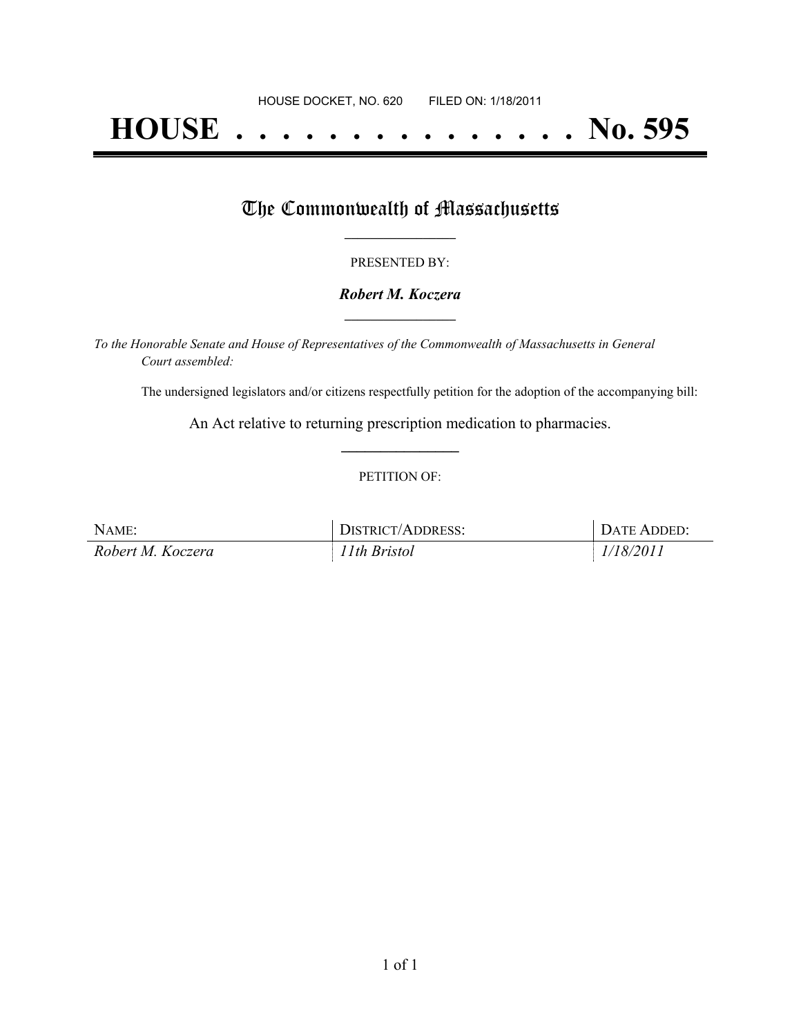HOUSE DOCKET, NO. 620        FILED ON: 1/18/2011

# HOUSE . . . . . . . . . . . . . . . No. 595

## The Commonwealth of Massachusetts

PRESENTED BY:

***Robert M. Koczera***

*To the Honorable Senate and House of Representatives of the Commonwealth of Massachusetts in General Court assembled:*

The undersigned legislators and/or citizens respectfully petition for the adoption of the accompanying bill:

An Act relative to returning prescription medication to pharmacies.

PETITION OF:

| NAME: | DISTRICT/ADDRESS: | DATE ADDED: |
| --- | --- | --- |
| *Robert M. Koczera* | *11th Bristol* | *1/18/2011* |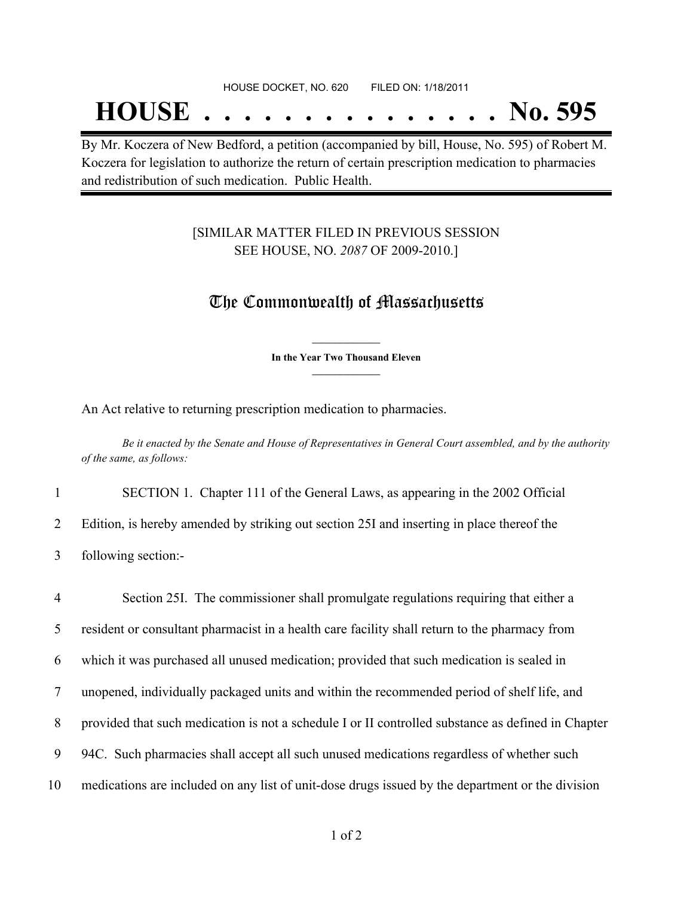HOUSE DOCKET, NO. 620 FILED ON: 1/18/2011

# HOUSE . . . . . . . . . . . . . . . No. 595

By Mr. Koczera of New Bedford, a petition (accompanied by bill, House, No. 595) of Robert M. Koczera for legislation to authorize the return of certain prescription medication to pharmacies and redistribution of such medication. Public Health.

[SIMILAR MATTER FILED IN PREVIOUS SESSION
SEE HOUSE, NO. *2087* OF 2009-2010.]

## The Commonwealth of Massachusetts

**In the Year Two Thousand Eleven**

An Act relative to returning prescription medication to pharmacies.

*Be it enacted by the Senate and House of Representatives in General Court assembled, and by the authority of the same, as follows:*

1 SECTION 1. Chapter 111 of the General Laws, as appearing in the 2002 Official
2 Edition, is hereby amended by striking out section 25I and inserting in place thereof the
3 following section:-

4 Section 25I. The commissioner shall promulgate regulations requiring that either a
5 resident or consultant pharmacist in a health care facility shall return to the pharmacy from
6 which it was purchased all unused medication; provided that such medication is sealed in
7 unopened, individually packaged units and within the recommended period of shelf life, and
8 provided that such medication is not a schedule I or II controlled substance as defined in Chapter
9 94C. Such pharmacies shall accept all such unused medications regardless of whether such
10 medications are included on any list of unit-dose drugs issued by the department or the division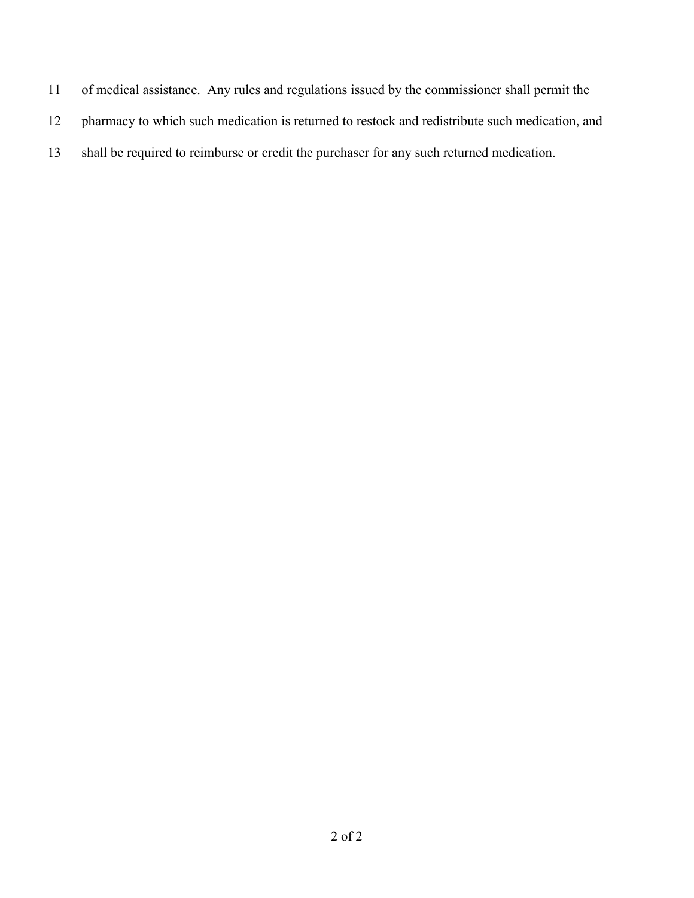11 of medical assistance. Any rules and regulations issued by the commissioner shall permit the

12 pharmacy to which such medication is returned to restock and redistribute such medication, and

13 shall be required to reimburse or credit the purchaser for any such returned medication.